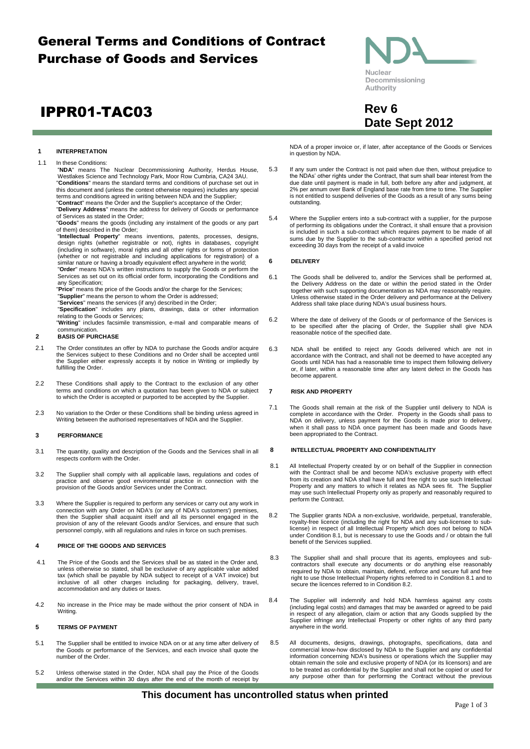# General Terms and Conditions of Contract Purchase of Goods and Services

Nuclear Decommissioning Authority

# IPPR01-TAC03

**Rev 6**
**Date Sept 2012**

### 1 INTERPRETATION

1.1 In these Conditions:

"**NDA**" means The Nuclear Decommissioning Authority, Herdus House, Westlakes Science and Technology Park, Moor Row Cumbria, CA24 3AU.

"**Conditions**" means the standard terms and conditions of purchase set out in this document and (unless the context otherwise requires) includes any special terms and conditions agreed in writing between NDA and the Supplier;

"**Contract**" means the Order and the Supplier's acceptance of the Order;

"**Delivery Address**" means the address for delivery of Goods or performance of Services as stated in the Order;

"**Goods**" means the goods (including any instalment of the goods or any part of them) described in the Order;

"**Intellectual Property**" means inventions, patents, processes, designs, design rights (whether registrable or not), rights in databases, copyright (including in software), moral rights and all other rights or forms of protection (whether or not registrable and including applications for registration) of a similar nature or having a broadly equivalent effect anywhere in the world;

"**Order**" means NDA's written instructions to supply the Goods or perform the Services as set out on its official order form, incorporating the Conditions and any Specification;

"**Price**" means the price of the Goods and/or the charge for the Services;

"**Supplier**" means the person to whom the Order is addressed;

"**Services**" means the services (if any) described in the Order;

"**Specification**" includes any plans, drawings, data or other information relating to the Goods or Services;

"**Writing**" includes facsimile transmission, e-mail and comparable means of communication.

### 2 BASIS OF PURCHASE

2.1 The Order constitutes an offer by NDA to purchase the Goods and/or acquire the Services subject to these Conditions and no Order shall be accepted until the Supplier either expressly accepts it by notice in Writing or impliedly by fulfilling the Order.

2.2 These Conditions shall apply to the Contract to the exclusion of any other terms and conditions on which a quotation has been given to NDA or subject to which the Order is accepted or purported to be accepted by the Supplier.

2.3 No variation to the Order or these Conditions shall be binding unless agreed in Writing between the authorised representatives of NDA and the Supplier.

### 3 PERFORMANCE

3.1 The quantity, quality and description of the Goods and the Services shall in all respects conform with the Order.

3.2 The Supplier shall comply with all applicable laws, regulations and codes of practice and observe good environmental practice in connection with the provision of the Goods and/or Services under the Contract.

3.3 Where the Supplier is required to perform any services or carry out any work in connection with any Order on NDA's (or any of NDA's customers') premises, then the Supplier shall acquaint itself and all its personnel engaged in the provision of any of the relevant Goods and/or Services, and ensure that such personnel comply, with all regulations and rules in force on such premises.

### 4 PRICE OF THE GOODS AND SERVICES

4.1 The Price of the Goods and the Services shall be as stated in the Order and, unless otherwise so stated, shall be exclusive of any applicable value added tax (which shall be payable by NDA subject to receipt of a VAT invoice) but inclusive of all other charges including for packaging, delivery, travel, accommodation and any duties or taxes.

4.2 No increase in the Price may be made without the prior consent of NDA in Writing.

### 5 TERMS OF PAYMENT

5.1 The Supplier shall be entitled to invoice NDA on or at any time after delivery of the Goods or performance of the Services, and each invoice shall quote the number of the Order.

5.2 Unless otherwise stated in the Order, NDA shall pay the Price of the Goods and/or the Services within 30 days after the end of the month of receipt by NDA of a proper invoice or, if later, after acceptance of the Goods or Services in question by NDA.

5.3 If any sum under the Contract is not paid when due then, without prejudice to the NDAs' other rights under the Contract, that sum shall bear interest from the due date until payment is made in full, both before any after and judgment, at 2% per annum over Bank of England base rate from time to time. The Supplier is not entitled to suspend deliveries of the Goods as a result of any sums being outstanding.

5.4 Where the Supplier enters into a sub-contract with a supplier, for the purpose of performing its obligations under the Contract, it shall ensure that a provision is included in such a sub-contract which requires payment to be made of all sums due by the Supplier to the sub-contractor within a specified period not exceeding 30 days from the receipt of a valid invoice

### 6 DELIVERY

6.1 The Goods shall be delivered to, and/or the Services shall be performed at, the Delivery Address on the date or within the period stated in the Order together with such supporting documentation as NDA may reasonably require. Unless otherwise stated in the Order delivery and performance at the Delivery Address shall take place during NDA's usual business hours.

6.2 Where the date of delivery of the Goods or of performance of the Services is to be specified after the placing of Order, the Supplier shall give NDA reasonable notice of the specified date.

6.3 NDA shall be entitled to reject any Goods delivered which are not in accordance with the Contract, and shall not be deemed to have accepted any Goods until NDA has had a reasonable time to inspect them following delivery or, if later, within a reasonable time after any latent defect in the Goods has become apparent.

### 7 RISK AND PROPERTY

7.1 The Goods shall remain at the risk of the Supplier until delivery to NDA is complete in accordance with the Order. Property in the Goods shall pass to NDA on delivery, unless payment for the Goods is made prior to delivery, when it shall pass to NDA once payment has been made and Goods have been appropriated to the Contract.

### 8 INTELLECTUAL PROPERTY AND CONFIDENTIALITY

8.1 All Intellectual Property created by or on behalf of the Supplier in connection with the Contract shall be and become NDA's exclusive property with effect from its creation and NDA shall have full and free right to use such Intellectual Property and any matters to which it relates as NDA sees fit. The Supplier may use such Intellectual Property only as properly and reasonably required to perform the Contract.

8.2 The Supplier grants NDA a non-exclusive, worldwide, perpetual, transferable, royalty-free licence (including the right for NDA and any sub-licensee to sub-license) in respect of all Intellectual Property which does not belong to NDA under Condition 8.1, but is necessary to use the Goods and / or obtain the full benefit of the Services supplied.

8.3 The Supplier shall and shall procure that its agents, employees and sub-contractors shall execute any documents or do anything else reasonably required by NDA to obtain, maintain, defend, enforce and secure full and free right to use those Intellectual Property rights referred to in Condition 8.1 and to secure the licences referred to in Condition 8.2.

8.4 The Supplier will indemnify and hold NDA harmless against any costs (including legal costs) and damages that may be awarded or agreed to be paid in respect of any allegation, claim or action that any Goods supplied by the Supplier infringe any Intellectual Property or other rights of any third party anywhere in the world.

8.5 All documents, designs, drawings, photographs, specifications, data and commercial know-how disclosed by NDA to the Supplier and any confidential information concerning NDA's business or operations which the Supplier may obtain remain the sole and exclusive property of NDA (or its licensors) and are to be treated as confidential by the Supplier and shall not be copied or used for any purpose other than for performing the Contract without the previous

**This document has uncontrolled status when printed**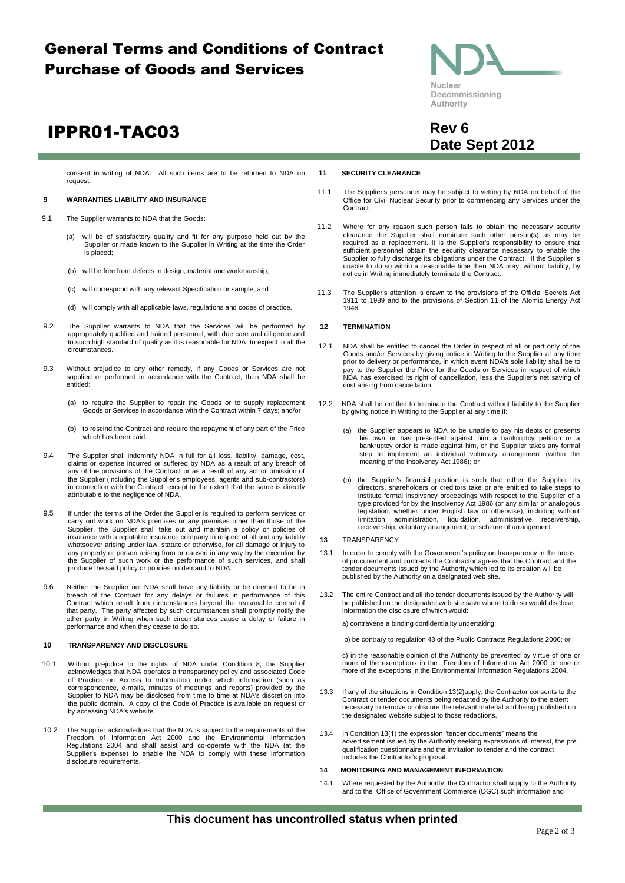consent in writing of NDA. All such items are to be returned to NDA on request.

## 9 WARRANTIES LIABILITY AND INSURANCE

9.1 The Supplier warrants to NDA that the Goods:

(a) will be of satisfactory quality and fit for any purpose held out by the Supplier or made known to the Supplier in Writing at the time the Order is placed;

(b) will be free from defects in design, material and workmanship;

(c) will correspond with any relevant Specification or sample; and

(d) will comply with all applicable laws, regulations and codes of practice.

9.2 The Supplier warrants to NDA that the Services will be performed by appropriately qualified and trained personnel, with due care and diligence and to such high standard of quality as it is reasonable for NDA to expect in all the circumstances.

9.3 Without prejudice to any other remedy, if any Goods or Services are not supplied or performed in accordance with the Contract, then NDA shall be entitled:

(a) to require the Supplier to repair the Goods or to supply replacement Goods or Services in accordance with the Contract within 7 days; and/or

(b) to rescind the Contract and require the repayment of any part of the Price which has been paid.

9.4 The Supplier shall indemnify NDA in full for all loss, liability, damage, cost, claims or expense incurred or suffered by NDA as a result of any breach of any of the provisions of the Contract or as a result of any act or omission of the Supplier (including the Supplier's employees, agents and sub-contractors) in connection with the Contract, except to the extent that the same is directly attributable to the negligence of NDA.

9.5 If under the terms of the Order the Supplier is required to perform services or carry out work on NDA's premises or any premises other than those of the Supplier, the Supplier shall take out and maintain a policy or policies of insurance with a reputable insurance company in respect of all and any liability whatsoever arising under law, statute or otherwise, for all damage or injury to any property or person arising from or caused in any way by the execution by the Supplier of such work or the performance of such services, and shall produce the said policy or policies on demand to NDA.

9.6 Neither the Supplier nor NDA shall have any liability or be deemed to be in breach of the Contract for any delays or failures in performance of this Contract which result from circumstances beyond the reasonable control of that party. The party affected by such circumstances shall promptly notify the other party in Writing when such circumstances cause a delay or failure in performance and when they cease to do so.

## 10 TRANSPARENCY AND DISCLOSURE

10.1 Without prejudice to the rights of NDA under Condition 8, the Supplier acknowledges that NDA operates a transparency policy and associated Code of Practice on Access to Information under which information (such as correspondence, e-mails, minutes of meetings and reports) provided by the Supplier to NDA may be disclosed from time to time at NDA's discretion into the public domain. A copy of the Code of Practice is available on request or by accessing NDA's website.

10.2 The Supplier acknowledges that the NDA is subject to the requirements of the Freedom of Information Act 2000 and the Environmental Information Regulations 2004 and shall assist and co-operate with the NDA (at the Supplier's expense) to enable the NDA to comply with these information disclosure requirements.

## 11 SECURITY CLEARANCE

11.1 The Supplier's personnel may be subject to vetting by NDA on behalf of the Office for Civil Nuclear Security prior to commencing any Services under the Contract.

11.2 Where for any reason such person fails to obtain the necessary security clearance the Supplier shall nominate such other person(s) as may be required as a replacement. It is the Supplier's responsibility to ensure that sufficient personnel obtain the security clearance necessary to enable the Supplier to fully discharge its obligations under the Contract. If the Supplier is unable to do so within a reasonable time then NDA may, without liability, by notice in Writing immediately terminate the Contract.

11.3 The Supplier's attention is drawn to the provisions of the Official Secrets Act 1911 to 1989 and to the provisions of Section 11 of the Atomic Energy Act 1946.

## 12 TERMINATION

12.1 NDA shall be entitled to cancel the Order in respect of all or part only of the Goods and/or Services by giving notice in Writing to the Supplier at any time prior to delivery or performance, in which event NDA's sole liability shall be to pay to the Supplier the Price for the Goods or Services in respect of which NDA has exercised its right of cancellation, less the Supplier's net saving of cost arising from cancellation.

12.2 NDA shall be entitled to terminate the Contract without liability to the Supplier by giving notice in Writing to the Supplier at any time if:

(a) the Supplier appears to NDA to be unable to pay his debts or presents his own or has presented against him a bankruptcy petition or a bankruptcy order is made against him, or the Supplier takes any formal step to implement an individual voluntary arrangement (within the meaning of the Insolvency Act 1986); or

(b) the Supplier's financial position is such that either the Supplier, its directors, shareholders or creditors take or are entitled to take steps to institute formal insolvency proceedings with respect to the Supplier of a type provided for by the Insolvency Act 1986 (or any similar or analogous legislation, whether under English law or otherwise), including without limitation administration, liquidation, administrative receivership, receivership, voluntary arrangement, or scheme of arrangement.

## 13 TRANSPARENCY

13.1 In order to comply with the Government's policy on transparency in the areas of procurement and contracts the Contractor agrees that the Contract and the tender documents issued by the Authority which led to its creation will be published by the Authority on a designated web site.

13.2 The entire Contract and all the tender documents issued by the Authority will be published on the designated web site save where to do so would disclose information the disclosure of which would:

a) contravene a binding confidentiality undertaking;

b) be contrary to regulation 43 of the Public Contracts Regulations 2006; or

c) in the reasonable opinion of the Authority be prevented by virtue of one or more of the exemptions in the Freedom of Information Act 2000 or one or more of the exceptions in the Environmental Information Regulations 2004.

13.3 If any of the situations in Condition 13(2)apply, the Contractor consents to the Contract or tender documents being redacted by the Authority to the extent necessary to remove or obscure the relevant material and being published on the designated website subject to those redactions.

13.4 In Condition 13(1) the expression "tender documents" means the advertisement issued by the Authority seeking expressions of interest, the pre qualification questionnaire and the invitation to tender and the contract includes the Contractor's proposal.

## 14 MONITORING AND MANAGEMENT INFORMATION

14.1 Where requested by the Authority, the Contractor shall supply to the Authority and to the Office of Government Commerce (OGC) such information and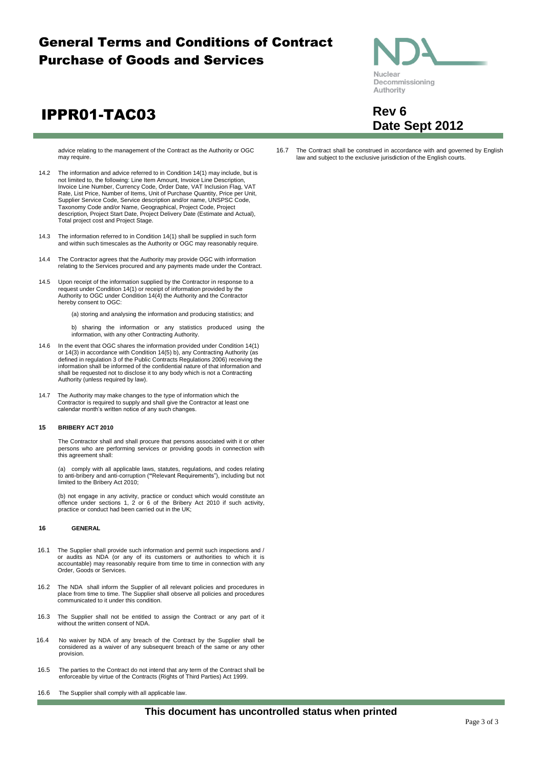advice relating to the management of the Contract as the Authority or OGC may require.

14.2 The information and advice referred to in Condition 14(1) may include, but is not limited to, the following: Line Item Amount, Invoice Line Description, Invoice Line Number, Currency Code, Order Date, VAT Inclusion Flag, VAT Rate, List Price, Number of Items, Unit of Purchase Quantity, Price per Unit, Supplier Service Code, Service description and/or name, UNSPSC Code, Taxonomy Code and/or Name, Geographical, Project Code, Project description, Project Start Date, Project Delivery Date (Estimate and Actual), Total project cost and Project Stage.

14.3 The information referred to in Condition 14(1) shall be supplied in such form and within such timescales as the Authority or OGC may reasonably require.

14.4 The Contractor agrees that the Authority may provide OGC with information relating to the Services procured and any payments made under the Contract.

14.5 Upon receipt of the information supplied by the Contractor in response to a request under Condition 14(1) or receipt of information provided by the Authority to OGC under Condition 14(4) the Authority and the Contractor hereby consent to OGC:

(a) storing and analysing the information and producing statistics; and

b) sharing the information or any statistics produced using the information, with any other Contracting Authority.

14.6 In the event that OGC shares the information provided under Condition 14(1) or 14(3) in accordance with Condition 14(5) b), any Contracting Authority (as defined in regulation 3 of the Public Contracts Regulations 2006) receiving the information shall be informed of the confidential nature of that information and shall be requested not to disclose it to any body which is not a Contracting Authority (unless required by law).

14.7 The Authority may make changes to the type of information which the Contractor is required to supply and shall give the Contractor at least one calendar month's written notice of any such changes.

## 15 BRIBERY ACT 2010

The Contractor shall and shall procure that persons associated with it or other persons who are performing services or providing goods in connection with this agreement shall:

(a) comply with all applicable laws, statutes, regulations, and codes relating to anti-bribery and anti-corruption ("Relevant Requirements"), including but not limited to the Bribery Act 2010;

(b) not engage in any activity, practice or conduct which would constitute an offence under sections 1, 2 or 6 of the Bribery Act 2010 if such activity, practice or conduct had been carried out in the UK;

## 16 GENERAL

16.1 The Supplier shall provide such information and permit such inspections and / or audits as NDA (or any of its customers or authorities to which it is accountable) may reasonably require from time to time in connection with any Order, Goods or Services.

16.2 The NDA shall inform the Supplier of all relevant policies and procedures in place from time to time. The Supplier shall observe all policies and procedures communicated to it under this condition.

16.3 The Supplier shall not be entitled to assign the Contract or any part of it without the written consent of NDA.

16.4 No waiver by NDA of any breach of the Contract by the Supplier shall be considered as a waiver of any subsequent breach of the same or any other provision.

16.5 The parties to the Contract do not intend that any term of the Contract shall be enforceable by virtue of the Contracts (Rights of Third Parties) Act 1999.

16.6 The Supplier shall comply with all applicable law.

16.7 The Contract shall be construed in accordance with and governed by English law and subject to the exclusive jurisdiction of the English courts.